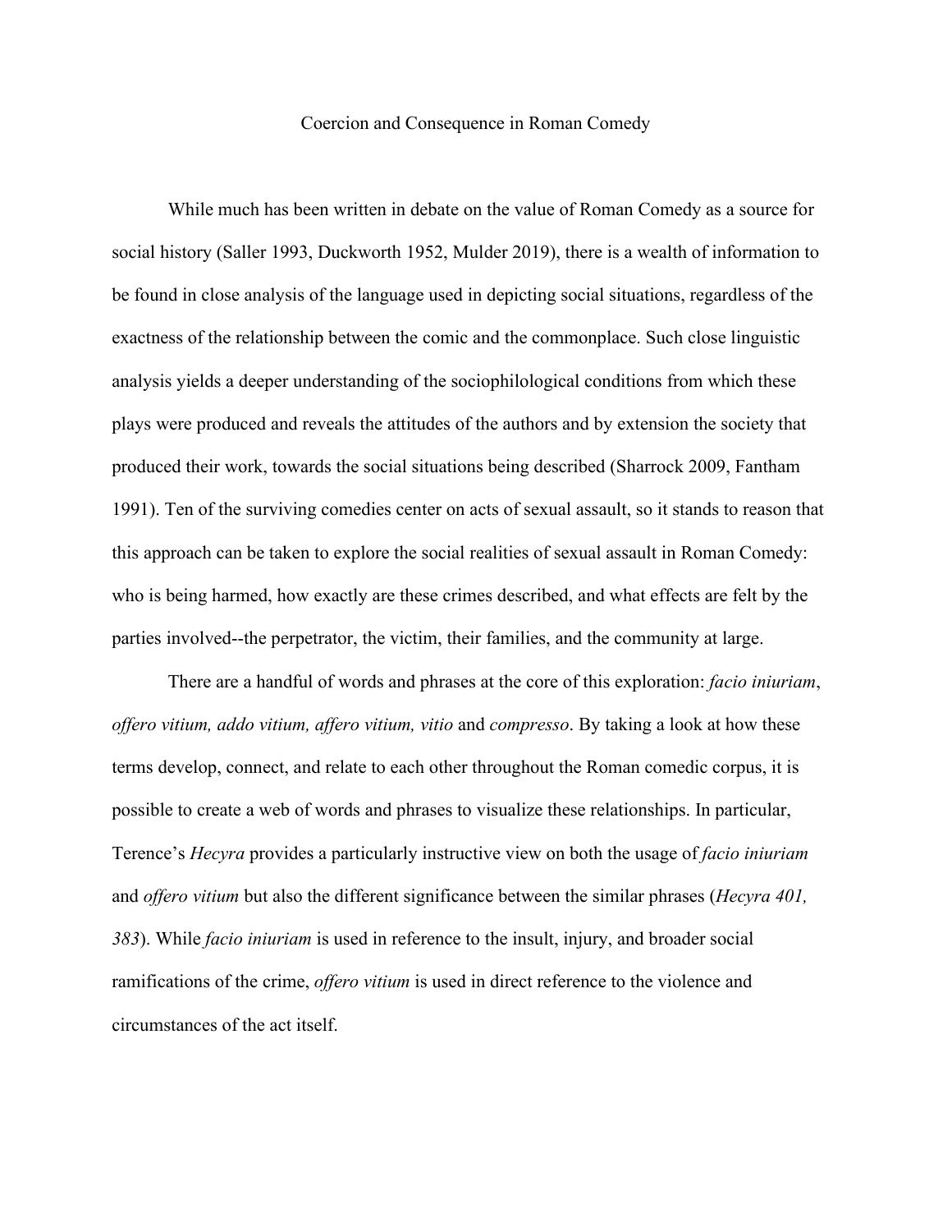# Coercion and Consequence in Roman Comedy

While much has been written in debate on the value of Roman Comedy as a source for social history (Saller 1993, Duckworth 1952, Mulder 2019), there is a wealth of information to be found in close analysis of the language used in depicting social situations, regardless of the exactness of the relationship between the comic and the commonplace. Such close linguistic analysis yields a deeper understanding of the sociophilological conditions from which these plays were produced and reveals the attitudes of the authors and by extension the society that produced their work, towards the social situations being described (Sharrock 2009, Fantham 1991). Ten of the surviving comedies center on acts of sexual assault, so it stands to reason that this approach can be taken to explore the social realities of sexual assault in Roman Comedy: who is being harmed, how exactly are these crimes described, and what effects are felt by the parties involved--the perpetrator, the victim, their families, and the community at large.

There are a handful of words and phrases at the core of this exploration: *facio iniuriam*, *offero vitium, addo vitium, affero vitium, vitio* and *compresso*. By taking a look at how these terms develop, connect, and relate to each other throughout the Roman comedic corpus, it is possible to create a web of words and phrases to visualize these relationships. In particular, Terence's *Hecyra* provides a particularly instructive view on both the usage of *facio iniuriam* and *offero vitium* but also the different significance between the similar phrases (*Hecyra 401, 383*). While *facio iniuriam* is used in reference to the insult, injury, and broader social ramifications of the crime, *offero vitium* is used in direct reference to the violence and circumstances of the act itself.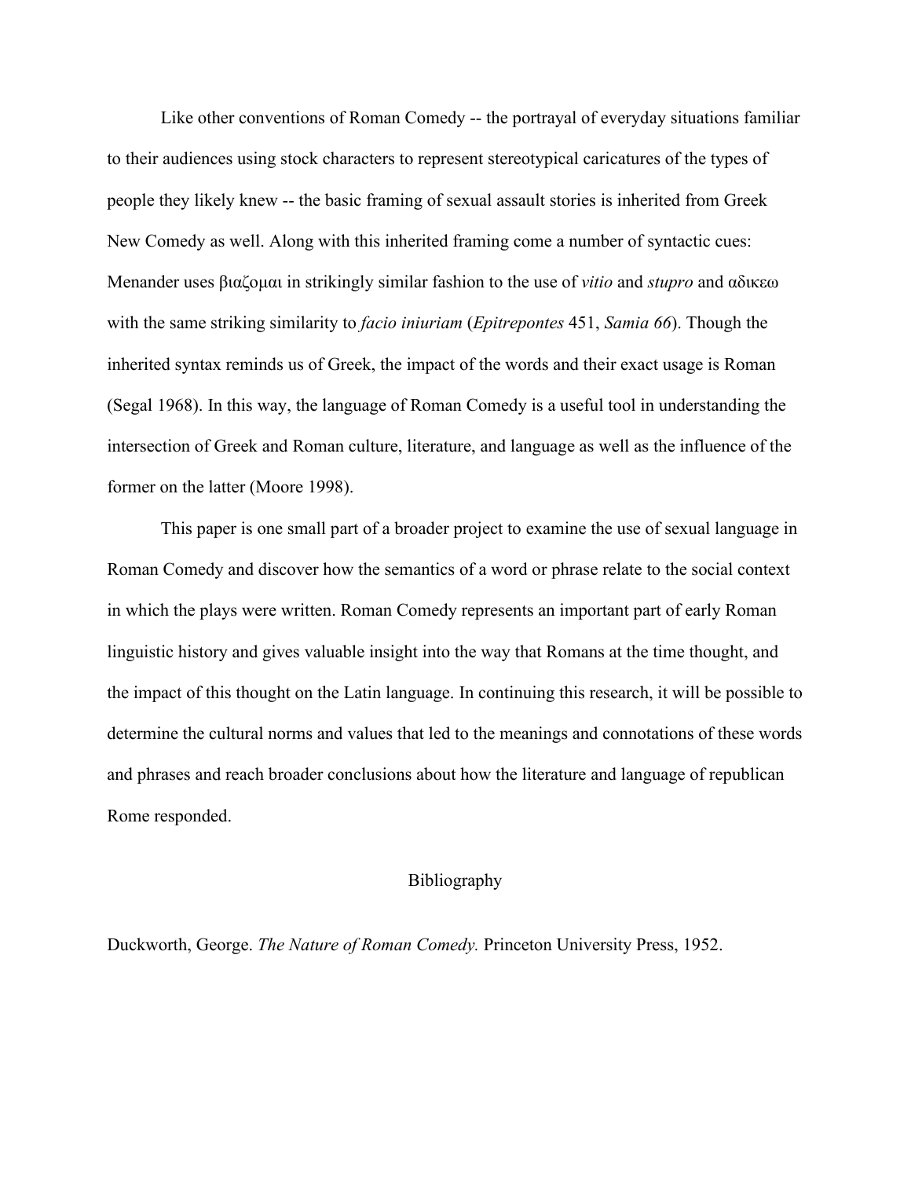Like other conventions of Roman Comedy -- the portrayal of everyday situations familiar to their audiences using stock characters to represent stereotypical caricatures of the types of people they likely knew -- the basic framing of sexual assault stories is inherited from Greek New Comedy as well. Along with this inherited framing come a number of syntactic cues: Menander uses βιαζομαι in strikingly similar fashion to the use of *vitio* and *stupro* and αδικεω with the same striking similarity to *facio iniuriam* (*Epitrepontes* 451, *Samia 66*). Though the inherited syntax reminds us of Greek, the impact of the words and their exact usage is Roman (Segal 1968). In this way, the language of Roman Comedy is a useful tool in understanding the intersection of Greek and Roman culture, literature, and language as well as the influence of the former on the latter (Moore 1998).

This paper is one small part of a broader project to examine the use of sexual language in Roman Comedy and discover how the semantics of a word or phrase relate to the social context in which the plays were written. Roman Comedy represents an important part of early Roman linguistic history and gives valuable insight into the way that Romans at the time thought, and the impact of this thought on the Latin language. In continuing this research, it will be possible to determine the cultural norms and values that led to the meanings and connotations of these words and phrases and reach broader conclusions about how the literature and language of republican Rome responded.

## Bibliography

Duckworth, George. *The Nature of Roman Comedy.* Princeton University Press, 1952.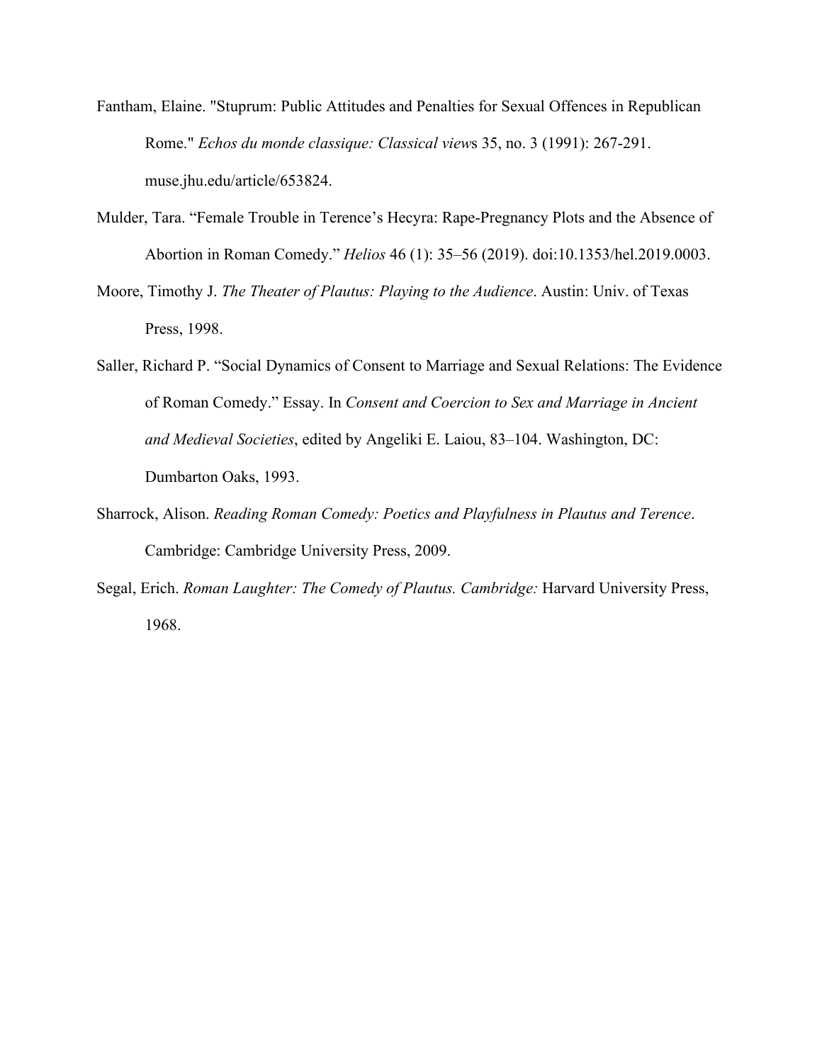Fantham, Elaine. "Stuprum: Public Attitudes and Penalties for Sexual Offences in Republican Rome." *Echos du monde classique: Classical view*s 35, no. 3 (1991): 267-291. muse.jhu.edu/article/653824.

Mulder, Tara. "Female Trouble in Terence's Hecyra: Rape-Pregnancy Plots and the Absence of Abortion in Roman Comedy." *Helios* 46 (1): 35–56 (2019). doi:10.1353/hel.2019.0003.

Moore, Timothy J. *The Theater of Plautus: Playing to the Audience*. Austin: Univ. of Texas Press, 1998.

Saller, Richard P. "Social Dynamics of Consent to Marriage and Sexual Relations: The Evidence of Roman Comedy." Essay. In *Consent and Coercion to Sex and Marriage in Ancient and Medieval Societies*, edited by Angeliki E. Laiou, 83–104. Washington, DC: Dumbarton Oaks, 1993.

Sharrock, Alison. *Reading Roman Comedy: Poetics and Playfulness in Plautus and Terence*. Cambridge: Cambridge University Press, 2009.

Segal, Erich. *Roman Laughter: The Comedy of Plautus. Cambridge:* Harvard University Press, 1968.